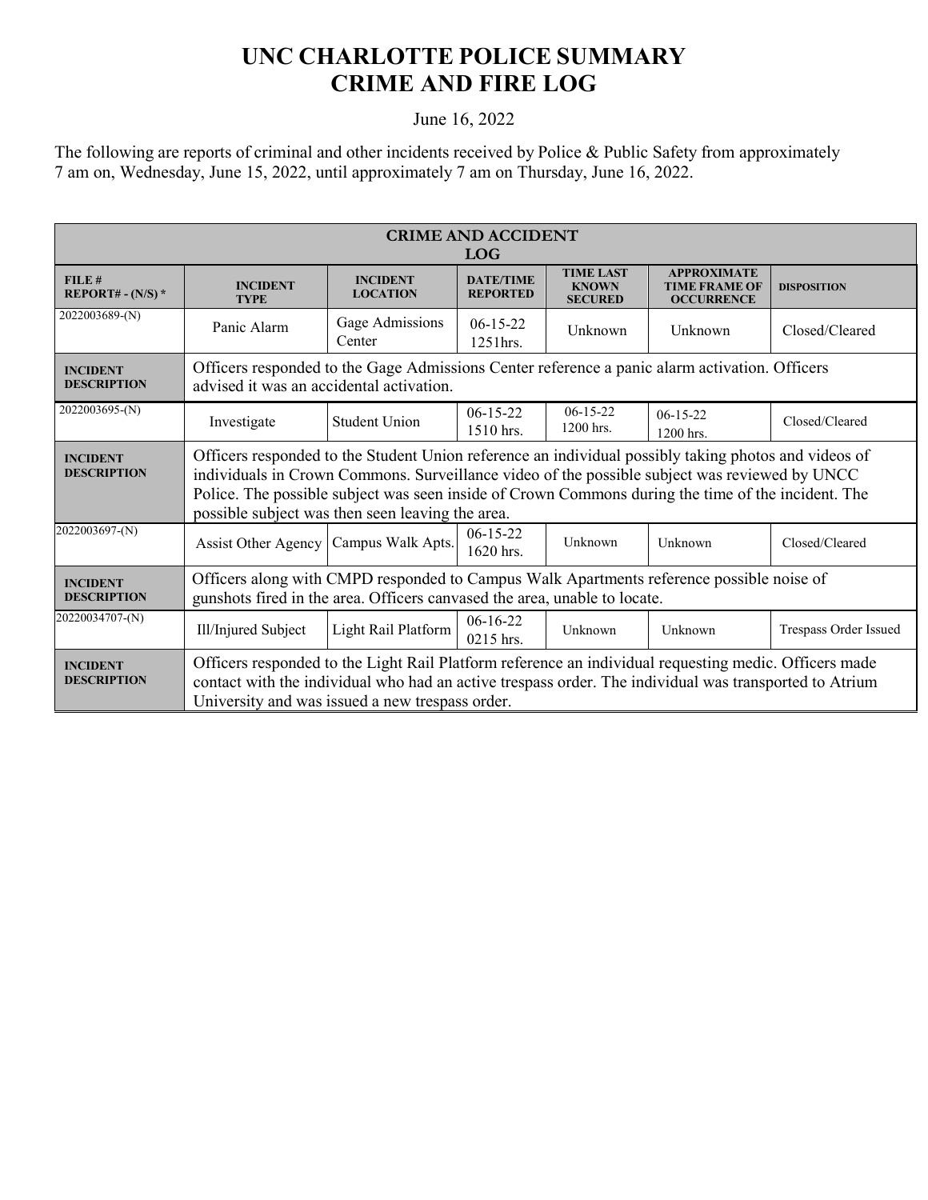# UNC CHARLOTTE POLICE SUMMARY
# CRIME AND FIRE LOG

June 16, 2022

The following are reports of criminal and other incidents received by Police & Public Safety from approximately 7 am on, Wednesday, June 15, 2022, until approximately 7 am on Thursday, June 16, 2022.

| CRIME AND ACCIDENT LOG | | | | | | |
|---|---|---|---|---|---|---|
| **FILE # REPORT# - (N/S) *** | **INCIDENT TYPE** | **INCIDENT LOCATION** | **DATE/TIME REPORTED** | **TIME LAST KNOWN SECURED** | **APPROXIMATE TIME FRAME OF OCCURRENCE** | **DISPOSITION** |
| 2022003689-(N) | Panic Alarm | Gage Admissions Center | 06-15-22 1251hrs. | Unknown | Unknown | Closed/Cleared |
| **INCIDENT DESCRIPTION** | Officers responded to the Gage Admissions Center reference a panic alarm activation. Officers advised it was an accidental activation. | | | | | |
| 2022003695-(N) | Investigate | Student Union | 06-15-22 1510 hrs. | 06-15-22 1200 hrs. | 06-15-22 1200 hrs. | Closed/Cleared |
| **INCIDENT DESCRIPTION** | Officers responded to the Student Union reference an individual possibly taking photos and videos of individuals in Crown Commons. Surveillance video of the possible subject was reviewed by UNCC Police. The possible subject was seen inside of Crown Commons during the time of the incident. The possible subject was then seen leaving the area. | | | | | |
| 2022003697-(N) | Assist Other Agency | Campus Walk Apts. | 06-15-22 1620 hrs. | Unknown | Unknown | Closed/Cleared |
| **INCIDENT DESCRIPTION** | Officers along with CMPD responded to Campus Walk Apartments reference possible noise of gunshots fired in the area. Officers canvased the area, unable to locate. | | | | | |
| 20220034707-(N) | Ill/Injured Subject | Light Rail Platform | 06-16-22 0215 hrs. | Unknown | Unknown | Trespass Order Issued |
| **INCIDENT DESCRIPTION** | Officers responded to the Light Rail Platform reference an individual requesting medic. Officers made contact with the individual who had an active trespass order. The individual was transported to Atrium University and was issued a new trespass order. | | | | | |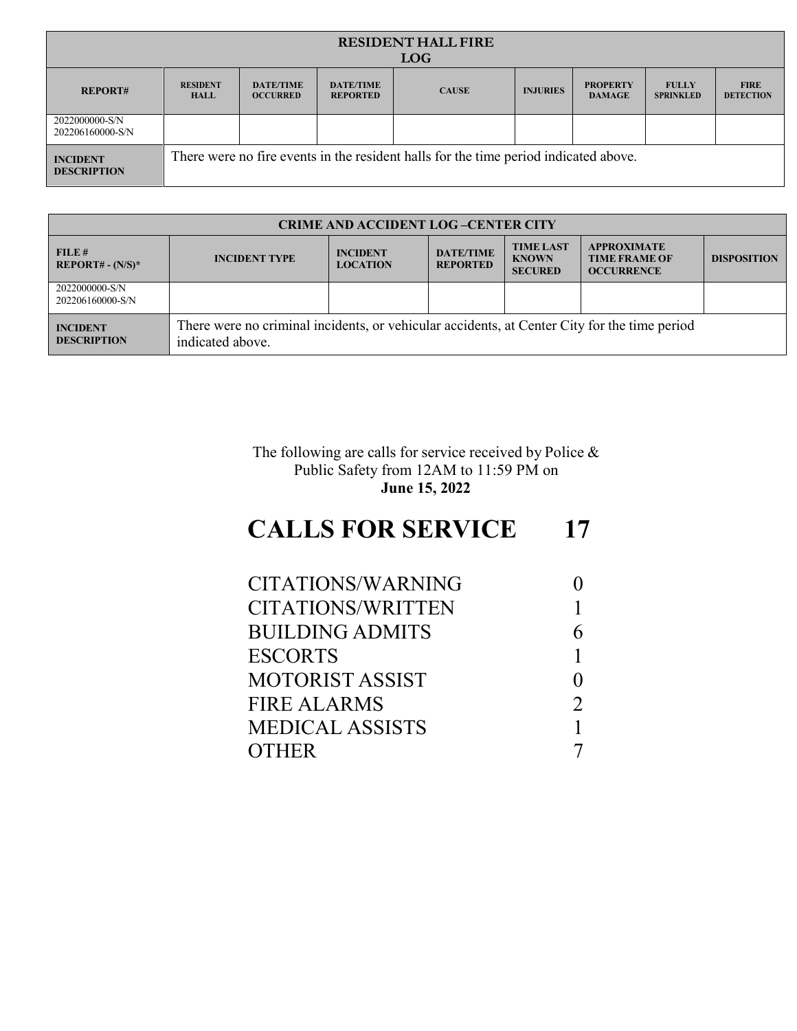| RESIDENT HALL FIRE LOG | | | | | | | | |
|---|---|---|---|---|---|---|---|---|
| **REPORT#** | **RESIDENT HALL** | **DATE/TIME OCCURRED** | **DATE/TIME REPORTED** | **CAUSE** | **INJURIES** | **PROPERTY DAMAGE** | **FULLY SPRINKLED** | **FIRE DETECTION** |
| 2022000000-S/N 202206160000-S/N | | | | | | | | |
| **INCIDENT DESCRIPTION** | There were no fire events in the resident halls for the time period indicated above. | | | | | | | |

| CRIME AND ACCIDENT LOG –CENTER CITY | | | | | | |
|---|---|---|---|---|---|---|
| **FILE # REPORT# - (N/S)*** | **INCIDENT TYPE** | **INCIDENT LOCATION** | **DATE/TIME REPORTED** | **TIME LAST KNOWN SECURED** | **APPROXIMATE TIME FRAME OF OCCURRENCE** | **DISPOSITION** |
| 2022000000-S/N 202206160000-S/N | | | | | | |
| **INCIDENT DESCRIPTION** | There were no criminal incidents, or vehicular accidents, at Center City for the time period indicated above. | | | | | |

The following are calls for service received by Police & Public Safety from 12AM to 11:59 PM on
**June 15, 2022**

# CALLS FOR SERVICE 17

| | |
|---|---|
| CITATIONS/WARNING | 0 |
| CITATIONS/WRITTEN | 1 |
| BUILDING ADMITS | 6 |
| ESCORTS | 1 |
| MOTORIST ASSIST | 0 |
| FIRE ALARMS | 2 |
| MEDICAL ASSISTS | 1 |
| OTHER | 7 |